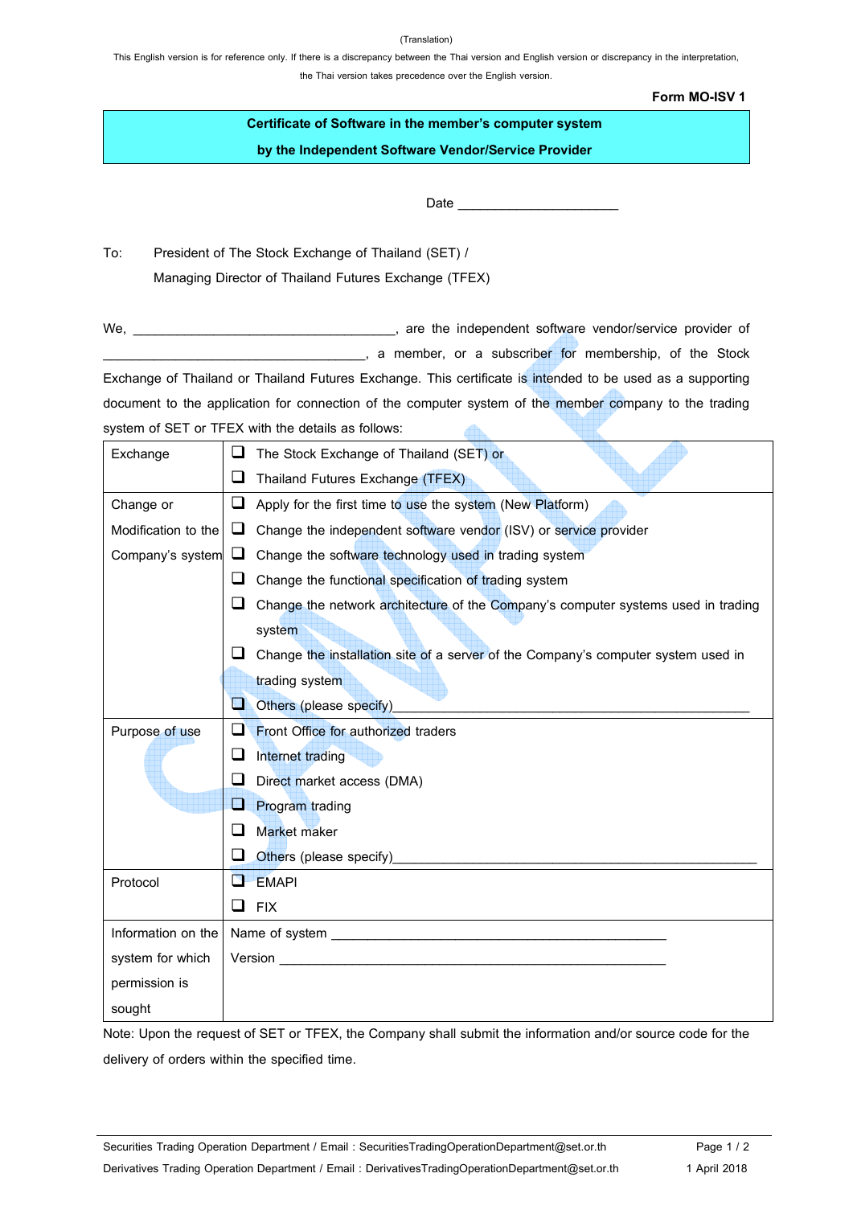(Translation)

This English version is for reference only. If there is a discrepancy between the Thai version and English version or discrepancy in the interpretation, the Thai version takes precedence over the English version.

**Form MO-ISV 1**

**Certificate of Software in the member's computer system**

**by the Independent Software Vendor/Service Provider**

Date ______________________

To: President of The Stock Exchange of Thailand (SET) /
Managing Director of Thailand Futures Exchange (TFEX)

We, ____________________________________, are the independent software vendor/service provider of ____________________________________, a member, or a subscriber for membership, of the Stock Exchange of Thailand or Thailand Futures Exchange. This certificate is intended to be used as a supporting document to the application for connection of the computer system of the member company to the trading system of SET or TFEX with the details as follows:

| | |
|---|---|
| Exchange | ❑ The Stock Exchange of Thailand (SET) or<br>❑ Thailand Futures Exchange (TFEX) |
| Change or Modification to the Company's system | ❑ Apply for the first time to use the system (New Platform)<br>❑ Change the independent software vendor (ISV) or service provider<br>❑ Change the software technology used in trading system<br>❑ Change the functional specification of trading system<br>❑ Change the network architecture of the Company's computer systems used in trading system<br>❑ Change the installation site of a server of the Company's computer system used in trading system<br>❑ Others (please specify)________________________________________________ |
| Purpose of use | ❑ Front Office for authorized traders<br>❑ Internet trading<br>❑ Direct market access (DMA)<br>❑ Program trading<br>❑ Market maker<br>❑ Others (please specify)________________________________________________ |
| Protocol | ❑ EMAPI<br>❑ FIX |
| Information on the system for which permission is sought | Name of system ______________________________________________<br>Version ____________________________________________________ |

Note: Upon the request of SET or TFEX, the Company shall submit the information and/or source code for the delivery of orders within the specified time.

Securities Trading Operation Department / Email : SecuritiesTradingOperationDepartment@set.or.th

Derivatives Trading Operation Department / Email : DerivativesTradingOperationDepartment@set.or.th

1 April 2018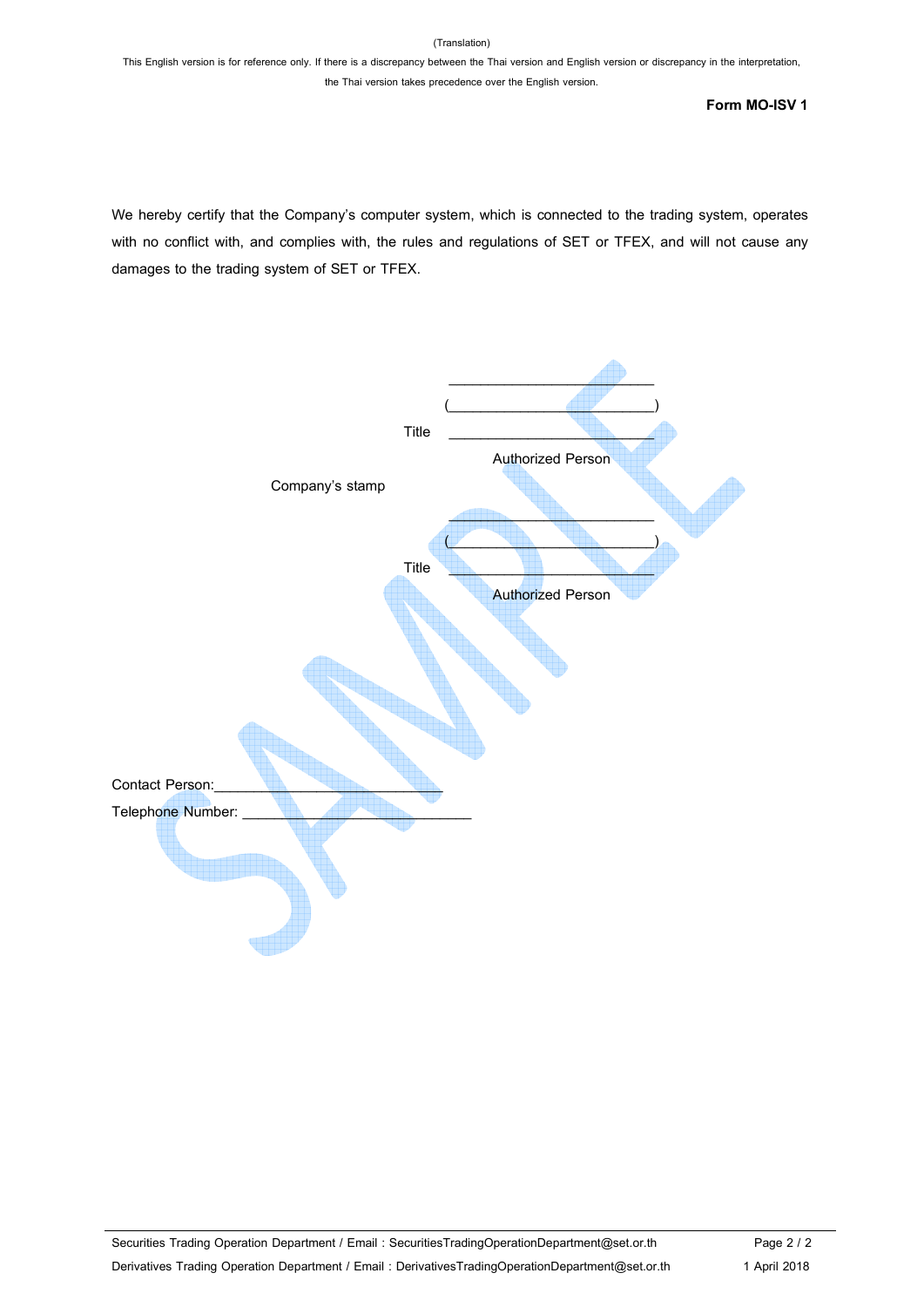(Translation)

This English version is for reference only. If there is a discrepancy between the Thai version and English version or discrepancy in the interpretation, the Thai version takes precedence over the English version.

**Form MO-ISV 1**

We hereby certify that the Company's computer system, which is connected to the trading system, operates with no conflict with, and complies with, the rules and regulations of SET or TFEX, and will not cause any damages to the trading system of SET or TFEX.

_________________________

(_________________________)

Title _________________________

Authorized Person

Company's stamp

_________________________

(_________________________)

Title _________________________

Authorized Person

Contact Person:_____________________________

Telephone Number: _____________________________

Securities Trading Operation Department / Email : SecuritiesTradingOperationDepartment@set.or.th

Derivatives Trading Operation Department / Email : DerivativesTradingOperationDepartment@set.or.th

1 April 2018